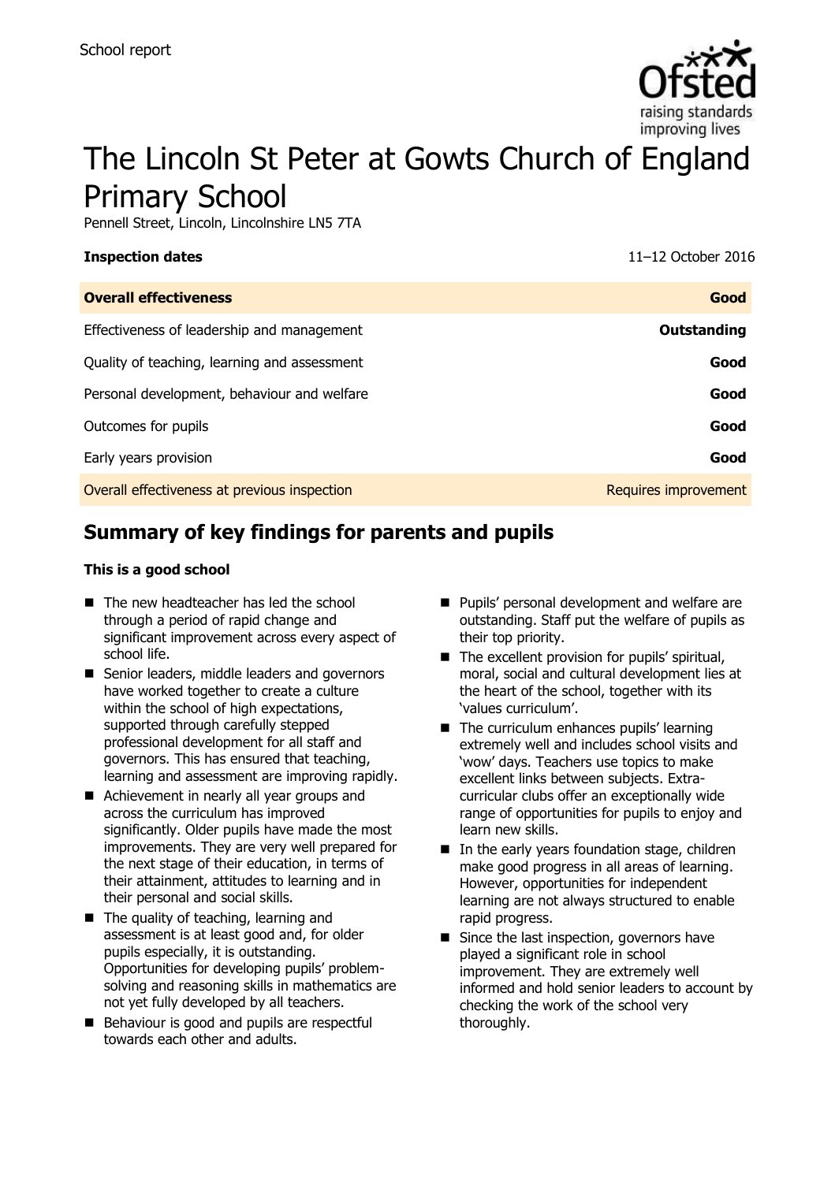School report

# The Lincoln St Peter at Gowts Church of England Primary School

Pennell Street, Lincoln, Lincolnshire LN5 7TA

**Inspection dates** 11–12 October 2016

| | |
|---|---|
| **Overall effectiveness** | **Good** |
| Effectiveness of leadership and management | **Outstanding** |
| Quality of teaching, learning and assessment | **Good** |
| Personal development, behaviour and welfare | **Good** |
| Outcomes for pupils | **Good** |
| Early years provision | **Good** |
| Overall effectiveness at previous inspection | Requires improvement |

## Summary of key findings for parents and pupils

**This is a good school**

- The new headteacher has led the school through a period of rapid change and significant improvement across every aspect of school life.
- Senior leaders, middle leaders and governors have worked together to create a culture within the school of high expectations, supported through carefully stepped professional development for all staff and governors. This has ensured that teaching, learning and assessment are improving rapidly.
- Achievement in nearly all year groups and across the curriculum has improved significantly. Older pupils have made the most improvements. They are very well prepared for the next stage of their education, in terms of their attainment, attitudes to learning and in their personal and social skills.
- The quality of teaching, learning and assessment is at least good and, for older pupils especially, it is outstanding. Opportunities for developing pupils' problem-solving and reasoning skills in mathematics are not yet fully developed by all teachers.
- Behaviour is good and pupils are respectful towards each other and adults.
- Pupils' personal development and welfare are outstanding. Staff put the welfare of pupils as their top priority.
- The excellent provision for pupils' spiritual, moral, social and cultural development lies at the heart of the school, together with its 'values curriculum'.
- The curriculum enhances pupils' learning extremely well and includes school visits and 'wow' days. Teachers use topics to make excellent links between subjects. Extra-curricular clubs offer an exceptionally wide range of opportunities for pupils to enjoy and learn new skills.
- In the early years foundation stage, children make good progress in all areas of learning. However, opportunities for independent learning are not always structured to enable rapid progress.
- Since the last inspection, governors have played a significant role in school improvement. They are extremely well informed and hold senior leaders to account by checking the work of the school very thoroughly.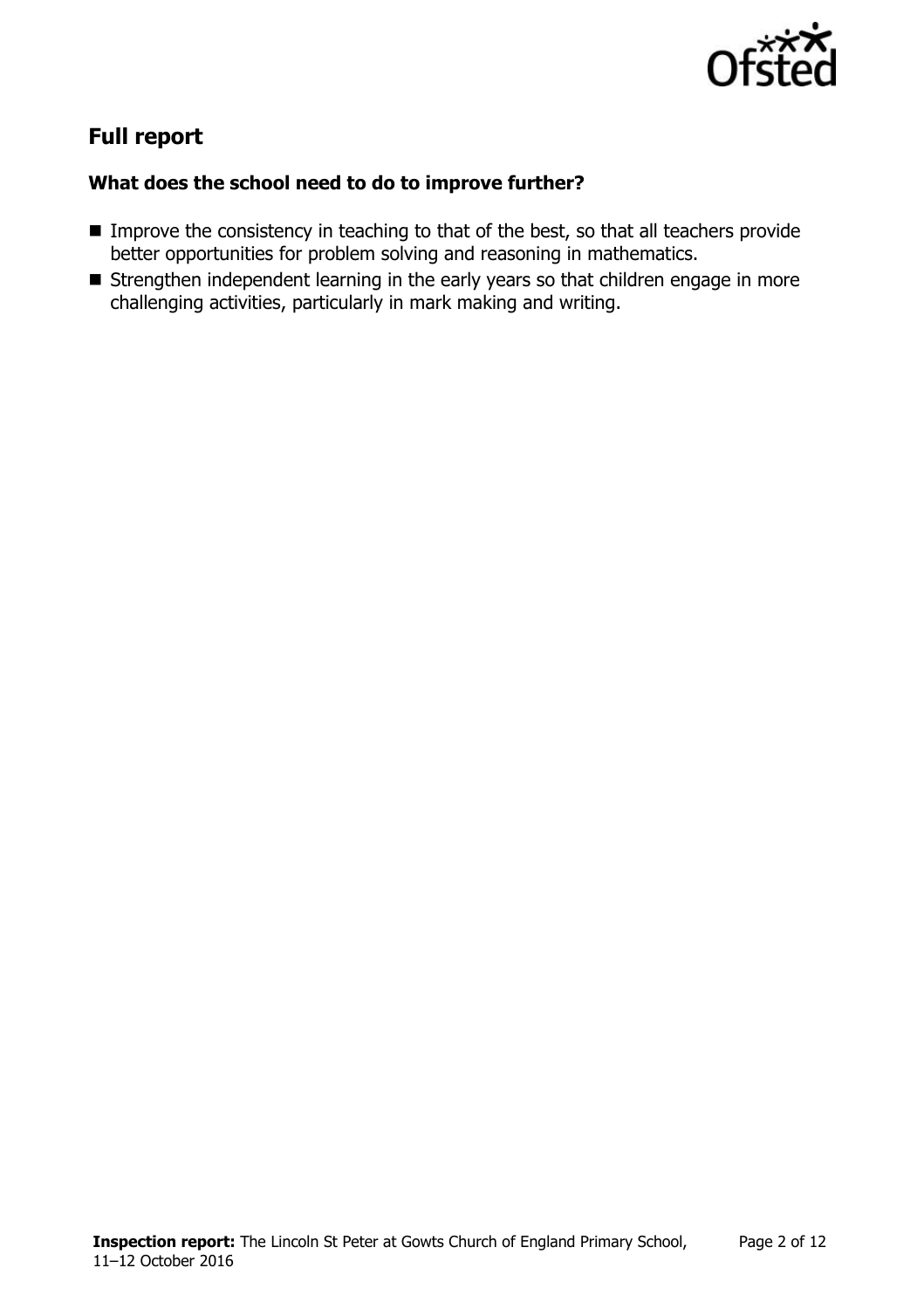## Full report

### What does the school need to do to improve further?

- Improve the consistency in teaching to that of the best, so that all teachers provide better opportunities for problem solving and reasoning in mathematics.
- Strengthen independent learning in the early years so that children engage in more challenging activities, particularly in mark making and writing.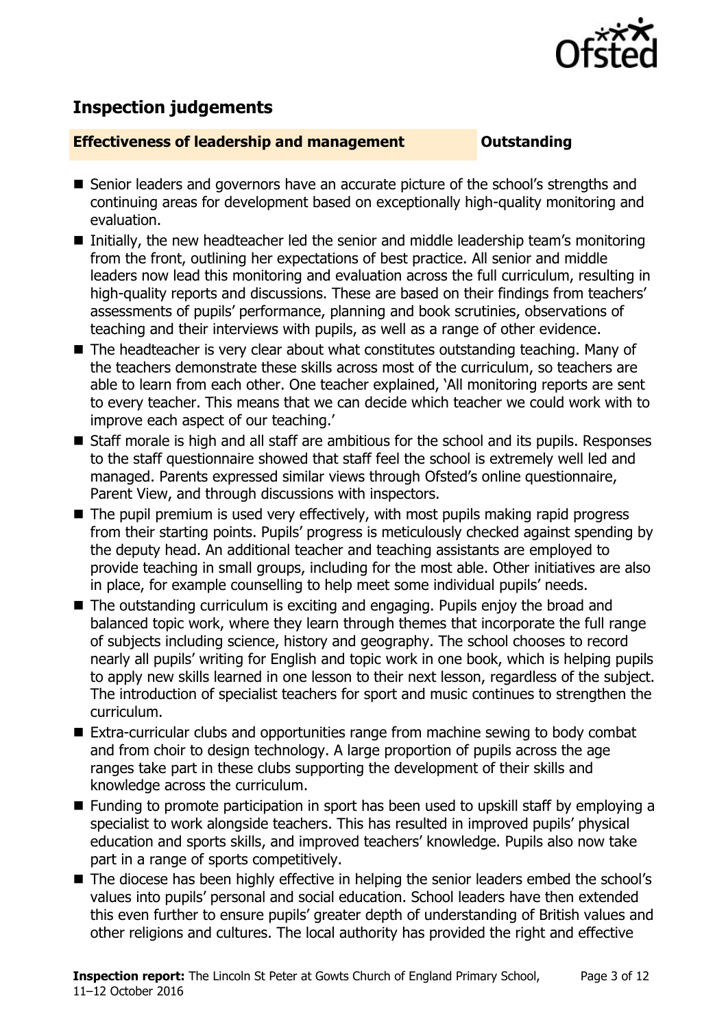## Inspection judgements

**Effectiveness of leadership and management** **Outstanding**

- Senior leaders and governors have an accurate picture of the school's strengths and continuing areas for development based on exceptionally high-quality monitoring and evaluation.
- Initially, the new headteacher led the senior and middle leadership team's monitoring from the front, outlining her expectations of best practice. All senior and middle leaders now lead this monitoring and evaluation across the full curriculum, resulting in high-quality reports and discussions. These are based on their findings from teachers' assessments of pupils' performance, planning and book scrutinies, observations of teaching and their interviews with pupils, as well as a range of other evidence.
- The headteacher is very clear about what constitutes outstanding teaching. Many of the teachers demonstrate these skills across most of the curriculum, so teachers are able to learn from each other. One teacher explained, 'All monitoring reports are sent to every teacher. This means that we can decide which teacher we could work with to improve each aspect of our teaching.'
- Staff morale is high and all staff are ambitious for the school and its pupils. Responses to the staff questionnaire showed that staff feel the school is extremely well led and managed. Parents expressed similar views through Ofsted's online questionnaire, Parent View, and through discussions with inspectors.
- The pupil premium is used very effectively, with most pupils making rapid progress from their starting points. Pupils' progress is meticulously checked against spending by the deputy head. An additional teacher and teaching assistants are employed to provide teaching in small groups, including for the most able. Other initiatives are also in place, for example counselling to help meet some individual pupils' needs.
- The outstanding curriculum is exciting and engaging. Pupils enjoy the broad and balanced topic work, where they learn through themes that incorporate the full range of subjects including science, history and geography. The school chooses to record nearly all pupils' writing for English and topic work in one book, which is helping pupils to apply new skills learned in one lesson to their next lesson, regardless of the subject. The introduction of specialist teachers for sport and music continues to strengthen the curriculum.
- Extra-curricular clubs and opportunities range from machine sewing to body combat and from choir to design technology. A large proportion of pupils across the age ranges take part in these clubs supporting the development of their skills and knowledge across the curriculum.
- Funding to promote participation in sport has been used to upskill staff by employing a specialist to work alongside teachers. This has resulted in improved pupils' physical education and sports skills, and improved teachers' knowledge. Pupils also now take part in a range of sports competitively.
- The diocese has been highly effective in helping the senior leaders embed the school's values into pupils' personal and social education. School leaders have then extended this even further to ensure pupils' greater depth of understanding of British values and other religions and cultures. The local authority has provided the right and effective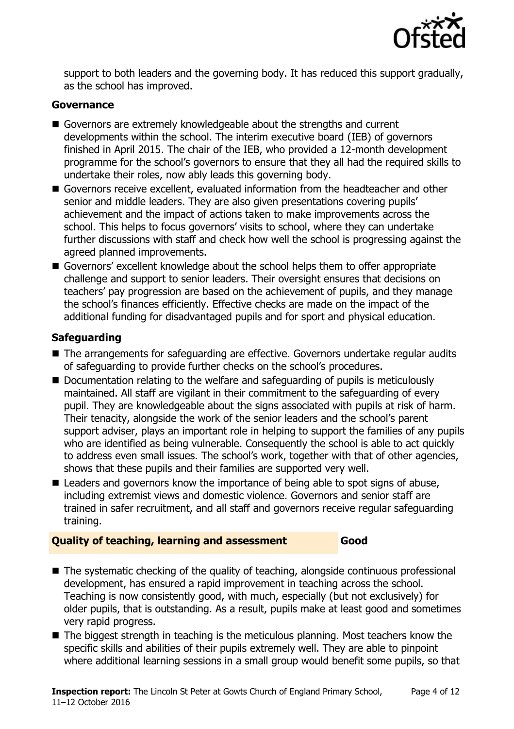support to both leaders and the governing body. It has reduced this support gradually, as the school has improved.

### Governance

- Governors are extremely knowledgeable about the strengths and current developments within the school. The interim executive board (IEB) of governors finished in April 2015. The chair of the IEB, who provided a 12-month development programme for the school's governors to ensure that they all had the required skills to undertake their roles, now ably leads this governing body.
- Governors receive excellent, evaluated information from the headteacher and other senior and middle leaders. They are also given presentations covering pupils' achievement and the impact of actions taken to make improvements across the school. This helps to focus governors' visits to school, where they can undertake further discussions with staff and check how well the school is progressing against the agreed planned improvements.
- Governors' excellent knowledge about the school helps them to offer appropriate challenge and support to senior leaders. Their oversight ensures that decisions on teachers' pay progression are based on the achievement of pupils, and they manage the school's finances efficiently. Effective checks are made on the impact of the additional funding for disadvantaged pupils and for sport and physical education.

### Safeguarding

- The arrangements for safeguarding are effective. Governors undertake regular audits of safeguarding to provide further checks on the school's procedures.
- Documentation relating to the welfare and safeguarding of pupils is meticulously maintained. All staff are vigilant in their commitment to the safeguarding of every pupil. They are knowledgeable about the signs associated with pupils at risk of harm. Their tenacity, alongside the work of the senior leaders and the school's parent support adviser, plays an important role in helping to support the families of any pupils who are identified as being vulnerable. Consequently the school is able to act quickly to address even small issues. The school's work, together with that of other agencies, shows that these pupils and their families are supported very well.
- Leaders and governors know the importance of being able to spot signs of abuse, including extremist views and domestic violence. Governors and senior staff are trained in safer recruitment, and all staff and governors receive regular safeguarding training.

## Quality of teaching, learning and assessment — Good

- The systematic checking of the quality of teaching, alongside continuous professional development, has ensured a rapid improvement in teaching across the school. Teaching is now consistently good, with much, especially (but not exclusively) for older pupils, that is outstanding. As a result, pupils make at least good and sometimes very rapid progress.
- The biggest strength in teaching is the meticulous planning. Most teachers know the specific skills and abilities of their pupils extremely well. They are able to pinpoint where additional learning sessions in a small group would benefit some pupils, so that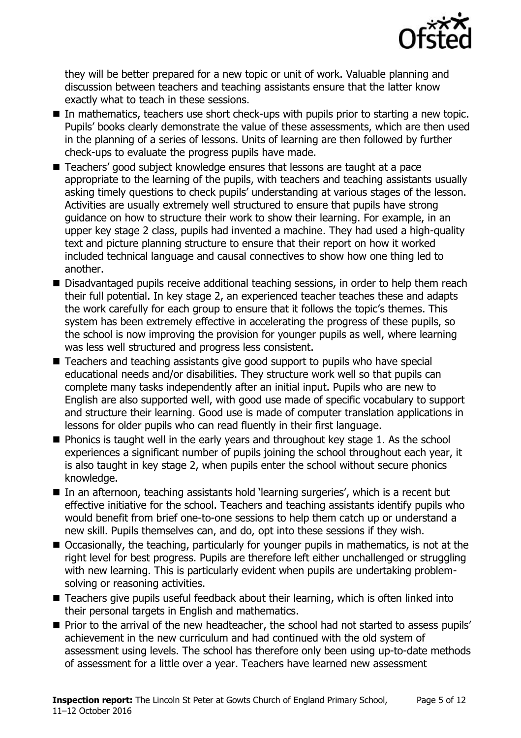they will be better prepared for a new topic or unit of work. Valuable planning and discussion between teachers and teaching assistants ensure that the latter know exactly what to teach in these sessions.

- In mathematics, teachers use short check-ups with pupils prior to starting a new topic. Pupils' books clearly demonstrate the value of these assessments, which are then used in the planning of a series of lessons. Units of learning are then followed by further check-ups to evaluate the progress pupils have made.
- Teachers' good subject knowledge ensures that lessons are taught at a pace appropriate to the learning of the pupils, with teachers and teaching assistants usually asking timely questions to check pupils' understanding at various stages of the lesson. Activities are usually extremely well structured to ensure that pupils have strong guidance on how to structure their work to show their learning. For example, in an upper key stage 2 class, pupils had invented a machine. They had used a high-quality text and picture planning structure to ensure that their report on how it worked included technical language and causal connectives to show how one thing led to another.
- Disadvantaged pupils receive additional teaching sessions, in order to help them reach their full potential. In key stage 2, an experienced teacher teaches these and adapts the work carefully for each group to ensure that it follows the topic's themes. This system has been extremely effective in accelerating the progress of these pupils, so the school is now improving the provision for younger pupils as well, where learning was less well structured and progress less consistent.
- Teachers and teaching assistants give good support to pupils who have special educational needs and/or disabilities. They structure work well so that pupils can complete many tasks independently after an initial input. Pupils who are new to English are also supported well, with good use made of specific vocabulary to support and structure their learning. Good use is made of computer translation applications in lessons for older pupils who can read fluently in their first language.
- Phonics is taught well in the early years and throughout key stage 1. As the school experiences a significant number of pupils joining the school throughout each year, it is also taught in key stage 2, when pupils enter the school without secure phonics knowledge.
- In an afternoon, teaching assistants hold 'learning surgeries', which is a recent but effective initiative for the school. Teachers and teaching assistants identify pupils who would benefit from brief one-to-one sessions to help them catch up or understand a new skill. Pupils themselves can, and do, opt into these sessions if they wish.
- Occasionally, the teaching, particularly for younger pupils in mathematics, is not at the right level for best progress. Pupils are therefore left either unchallenged or struggling with new learning. This is particularly evident when pupils are undertaking problem-solving or reasoning activities.
- Teachers give pupils useful feedback about their learning, which is often linked into their personal targets in English and mathematics.
- Prior to the arrival of the new headteacher, the school had not started to assess pupils' achievement in the new curriculum and had continued with the old system of assessment using levels. The school has therefore only been using up-to-date methods of assessment for a little over a year. Teachers have learned new assessment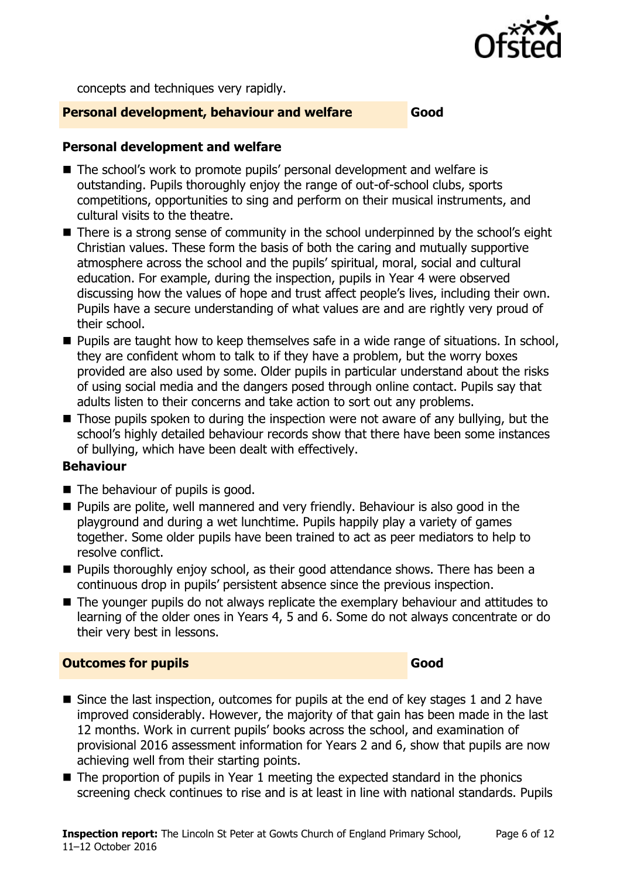concepts and techniques very rapidly.

## Personal development, behaviour and welfare — Good

### Personal development and welfare

- The school's work to promote pupils' personal development and welfare is outstanding. Pupils thoroughly enjoy the range of out-of-school clubs, sports competitions, opportunities to sing and perform on their musical instruments, and cultural visits to the theatre.
- There is a strong sense of community in the school underpinned by the school's eight Christian values. These form the basis of both the caring and mutually supportive atmosphere across the school and the pupils' spiritual, moral, social and cultural education. For example, during the inspection, pupils in Year 4 were observed discussing how the values of hope and trust affect people's lives, including their own. Pupils have a secure understanding of what values are and are rightly very proud of their school.
- Pupils are taught how to keep themselves safe in a wide range of situations. In school, they are confident whom to talk to if they have a problem, but the worry boxes provided are also used by some. Older pupils in particular understand about the risks of using social media and the dangers posed through online contact. Pupils say that adults listen to their concerns and take action to sort out any problems.
- Those pupils spoken to during the inspection were not aware of any bullying, but the school's highly detailed behaviour records show that there have been some instances of bullying, which have been dealt with effectively.

### Behaviour

- The behaviour of pupils is good.
- Pupils are polite, well mannered and very friendly. Behaviour is also good in the playground and during a wet lunchtime. Pupils happily play a variety of games together. Some older pupils have been trained to act as peer mediators to help to resolve conflict.
- Pupils thoroughly enjoy school, as their good attendance shows. There has been a continuous drop in pupils' persistent absence since the previous inspection.
- The younger pupils do not always replicate the exemplary behaviour and attitudes to learning of the older ones in Years 4, 5 and 6. Some do not always concentrate or do their very best in lessons.

## Outcomes for pupils — Good

- Since the last inspection, outcomes for pupils at the end of key stages 1 and 2 have improved considerably. However, the majority of that gain has been made in the last 12 months. Work in current pupils' books across the school, and examination of provisional 2016 assessment information for Years 2 and 6, show that pupils are now achieving well from their starting points.
- The proportion of pupils in Year 1 meeting the expected standard in the phonics screening check continues to rise and is at least in line with national standards. Pupils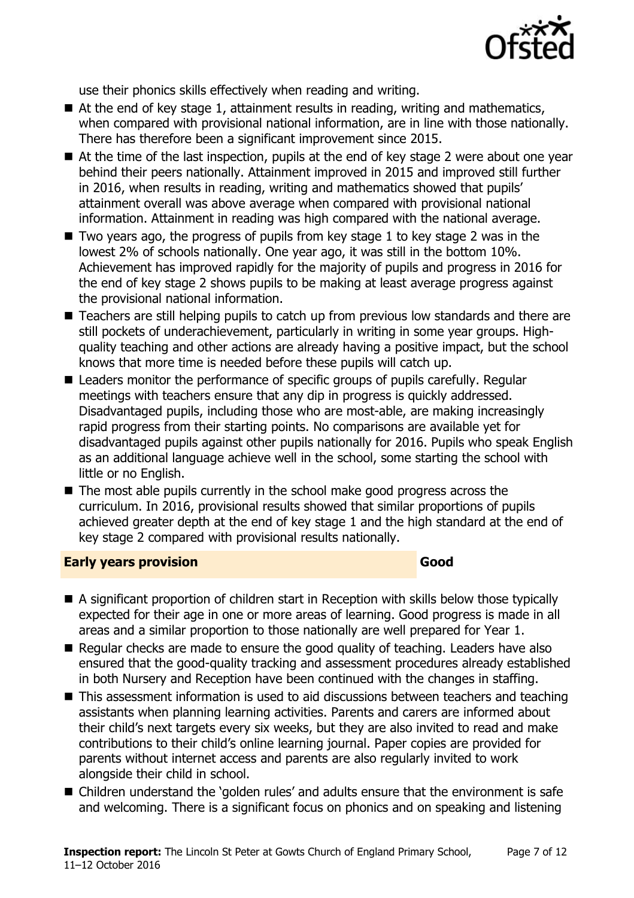use their phonics skills effectively when reading and writing.

- At the end of key stage 1, attainment results in reading, writing and mathematics, when compared with provisional national information, are in line with those nationally. There has therefore been a significant improvement since 2015.
- At the time of the last inspection, pupils at the end of key stage 2 were about one year behind their peers nationally. Attainment improved in 2015 and improved still further in 2016, when results in reading, writing and mathematics showed that pupils' attainment overall was above average when compared with provisional national information. Attainment in reading was high compared with the national average.
- Two years ago, the progress of pupils from key stage 1 to key stage 2 was in the lowest 2% of schools nationally. One year ago, it was still in the bottom 10%. Achievement has improved rapidly for the majority of pupils and progress in 2016 for the end of key stage 2 shows pupils to be making at least average progress against the provisional national information.
- Teachers are still helping pupils to catch up from previous low standards and there are still pockets of underachievement, particularly in writing in some year groups. High-quality teaching and other actions are already having a positive impact, but the school knows that more time is needed before these pupils will catch up.
- Leaders monitor the performance of specific groups of pupils carefully. Regular meetings with teachers ensure that any dip in progress is quickly addressed. Disadvantaged pupils, including those who are most-able, are making increasingly rapid progress from their starting points. No comparisons are available yet for disadvantaged pupils against other pupils nationally for 2016. Pupils who speak English as an additional language achieve well in the school, some starting the school with little or no English.
- The most able pupils currently in the school make good progress across the curriculum. In 2016, provisional results showed that similar proportions of pupils achieved greater depth at the end of key stage 1 and the high standard at the end of key stage 2 compared with provisional results nationally.

## Early years provision — Good

- A significant proportion of children start in Reception with skills below those typically expected for their age in one or more areas of learning. Good progress is made in all areas and a similar proportion to those nationally are well prepared for Year 1.
- Regular checks are made to ensure the good quality of teaching. Leaders have also ensured that the good-quality tracking and assessment procedures already established in both Nursery and Reception have been continued with the changes in staffing.
- This assessment information is used to aid discussions between teachers and teaching assistants when planning learning activities. Parents and carers are informed about their child's next targets every six weeks, but they are also invited to read and make contributions to their child's online learning journal. Paper copies are provided for parents without internet access and parents are also regularly invited to work alongside their child in school.
- Children understand the 'golden rules' and adults ensure that the environment is safe and welcoming. There is a significant focus on phonics and on speaking and listening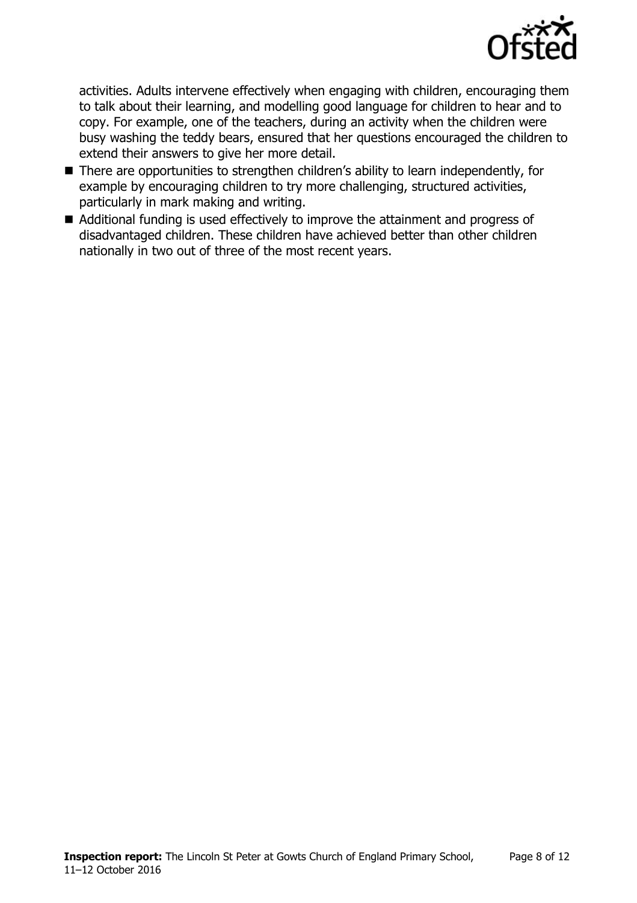activities. Adults intervene effectively when engaging with children, encouraging them to talk about their learning, and modelling good language for children to hear and to copy. For example, one of the teachers, during an activity when the children were busy washing the teddy bears, ensured that her questions encouraged the children to extend their answers to give her more detail.

- There are opportunities to strengthen children's ability to learn independently, for example by encouraging children to try more challenging, structured activities, particularly in mark making and writing.
- Additional funding is used effectively to improve the attainment and progress of disadvantaged children. These children have achieved better than other children nationally in two out of three of the most recent years.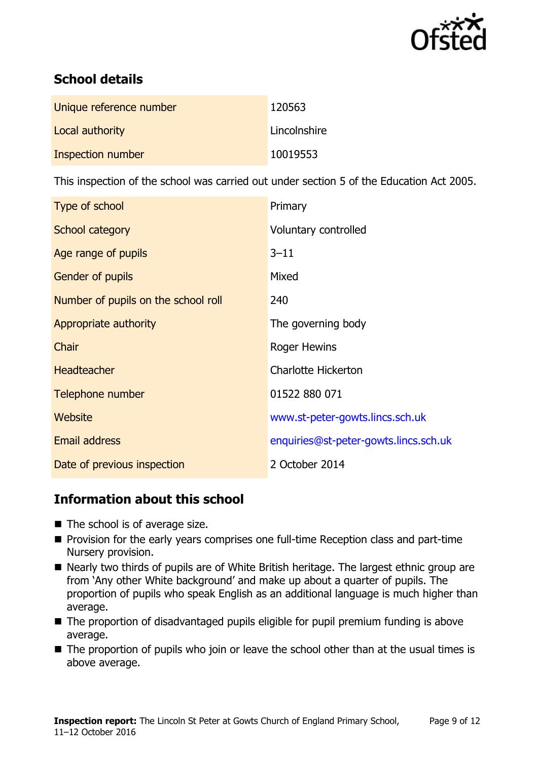## School details

| | |
|---|---|
| Unique reference number | 120563 |
| Local authority | Lincolnshire |
| Inspection number | 10019553 |

This inspection of the school was carried out under section 5 of the Education Act 2005.

| | |
|---|---|
| Type of school | Primary |
| School category | Voluntary controlled |
| Age range of pupils | 3–11 |
| Gender of pupils | Mixed |
| Number of pupils on the school roll | 240 |
| Appropriate authority | The governing body |
| Chair | Roger Hewins |
| Headteacher | Charlotte Hickerton |
| Telephone number | 01522 880 071 |
| Website | www.st-peter-gowts.lincs.sch.uk |
| Email address | enquiries@st-peter-gowts.lincs.sch.uk |
| Date of previous inspection | 2 October 2014 |

## Information about this school

- The school is of average size.
- Provision for the early years comprises one full-time Reception class and part-time Nursery provision.
- Nearly two thirds of pupils are of White British heritage. The largest ethnic group are from 'Any other White background' and make up about a quarter of pupils. The proportion of pupils who speak English as an additional language is much higher than average.
- The proportion of disadvantaged pupils eligible for pupil premium funding is above average.
- The proportion of pupils who join or leave the school other than at the usual times is above average.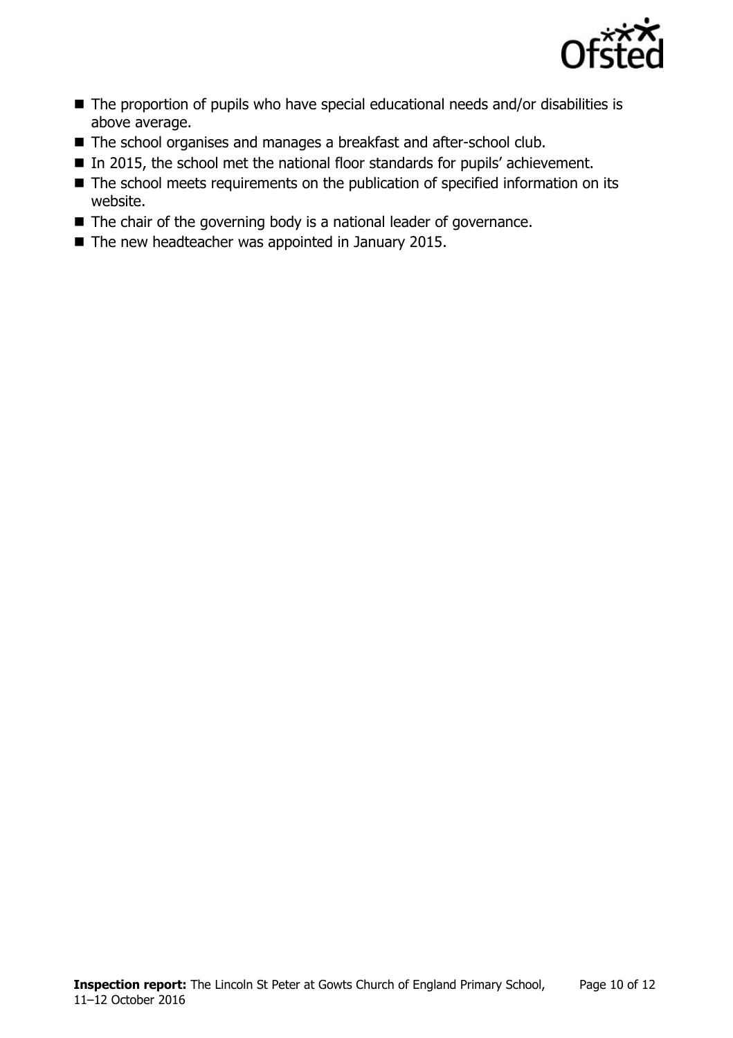- The proportion of pupils who have special educational needs and/or disabilities is above average.
- The school organises and manages a breakfast and after-school club.
- In 2015, the school met the national floor standards for pupils' achievement.
- The school meets requirements on the publication of specified information on its website.
- The chair of the governing body is a national leader of governance.
- The new headteacher was appointed in January 2015.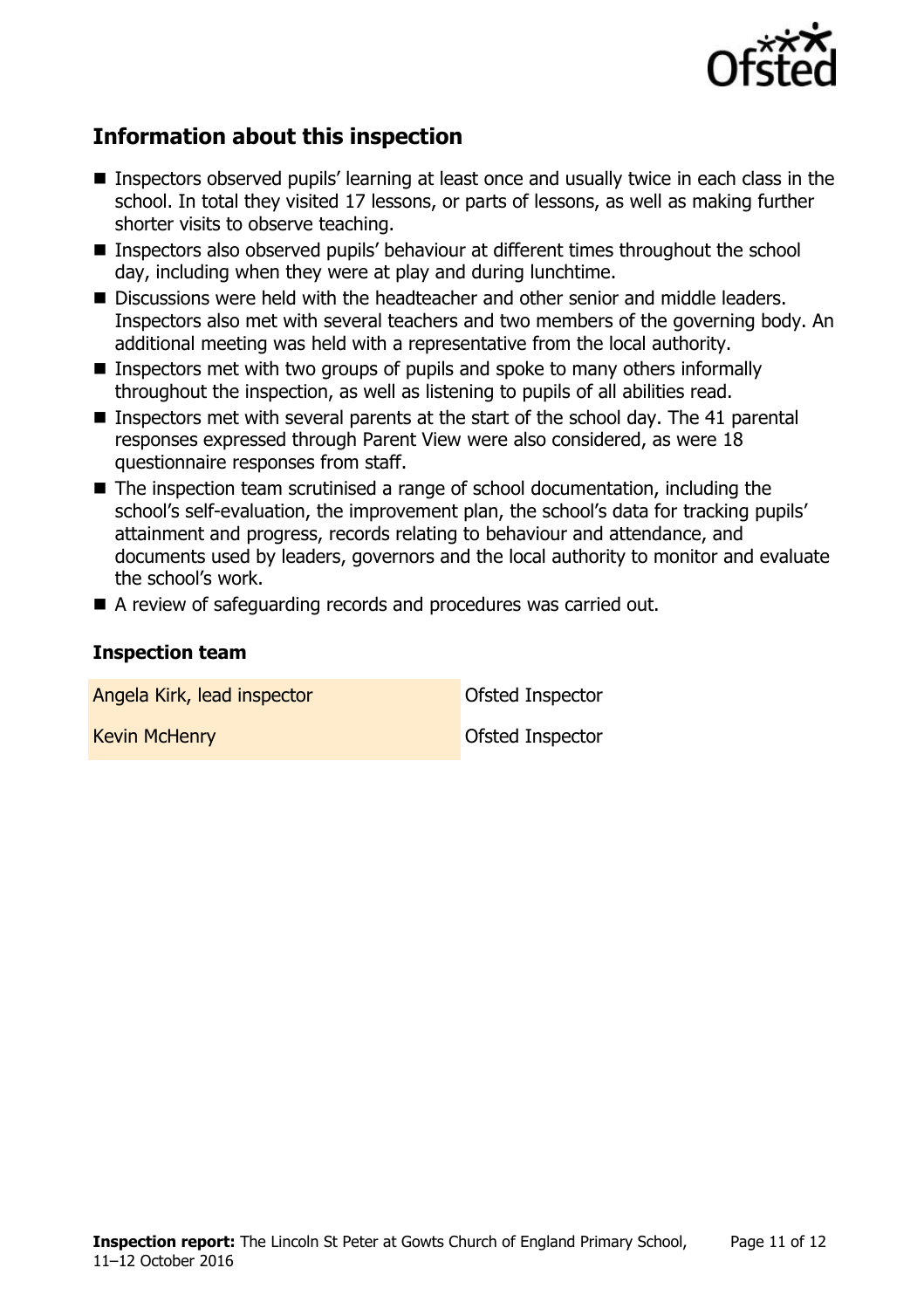## Information about this inspection

- Inspectors observed pupils' learning at least once and usually twice in each class in the school. In total they visited 17 lessons, or parts of lessons, as well as making further shorter visits to observe teaching.
- Inspectors also observed pupils' behaviour at different times throughout the school day, including when they were at play and during lunchtime.
- Discussions were held with the headteacher and other senior and middle leaders. Inspectors also met with several teachers and two members of the governing body. An additional meeting was held with a representative from the local authority.
- Inspectors met with two groups of pupils and spoke to many others informally throughout the inspection, as well as listening to pupils of all abilities read.
- Inspectors met with several parents at the start of the school day. The 41 parental responses expressed through Parent View were also considered, as were 18 questionnaire responses from staff.
- The inspection team scrutinised a range of school documentation, including the school's self-evaluation, the improvement plan, the school's data for tracking pupils' attainment and progress, records relating to behaviour and attendance, and documents used by leaders, governors and the local authority to monitor and evaluate the school's work.
- A review of safeguarding records and procedures was carried out.

### Inspection team

| | |
|---|---|
| Angela Kirk, lead inspector | Ofsted Inspector |
| Kevin McHenry | Ofsted Inspector |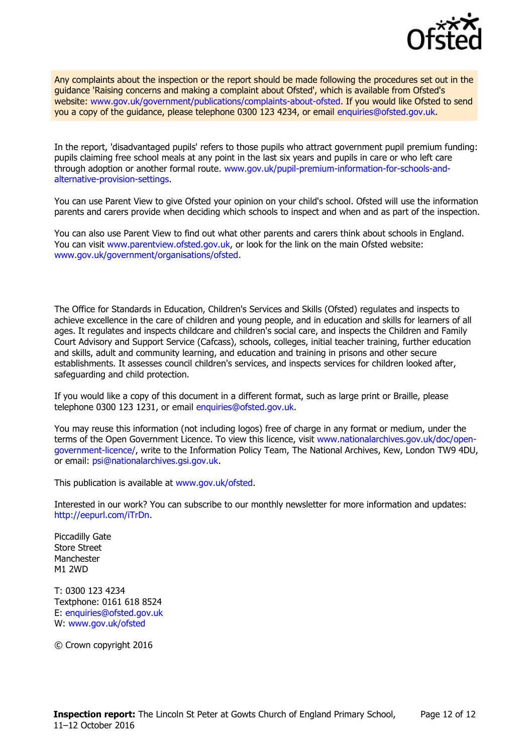Any complaints about the inspection or the report should be made following the procedures set out in the guidance 'Raising concerns and making a complaint about Ofsted', which is available from Ofsted's website: www.gov.uk/government/publications/complaints-about-ofsted. If you would like Ofsted to send you a copy of the guidance, please telephone 0300 123 4234, or email enquiries@ofsted.gov.uk.

In the report, 'disadvantaged pupils' refers to those pupils who attract government pupil premium funding: pupils claiming free school meals at any point in the last six years and pupils in care or who left care through adoption or another formal route. www.gov.uk/pupil-premium-information-for-schools-and-alternative-provision-settings.

You can use Parent View to give Ofsted your opinion on your child's school. Ofsted will use the information parents and carers provide when deciding which schools to inspect and when and as part of the inspection.

You can also use Parent View to find out what other parents and carers think about schools in England. You can visit www.parentview.ofsted.gov.uk, or look for the link on the main Ofsted website: www.gov.uk/government/organisations/ofsted.

The Office for Standards in Education, Children's Services and Skills (Ofsted) regulates and inspects to achieve excellence in the care of children and young people, and in education and skills for learners of all ages. It regulates and inspects childcare and children's social care, and inspects the Children and Family Court Advisory and Support Service (Cafcass), schools, colleges, initial teacher training, further education and skills, adult and community learning, and education and training in prisons and other secure establishments. It assesses council children's services, and inspects services for children looked after, safeguarding and child protection.

If you would like a copy of this document in a different format, such as large print or Braille, please telephone 0300 123 1231, or email enquiries@ofsted.gov.uk.

You may reuse this information (not including logos) free of charge in any format or medium, under the terms of the Open Government Licence. To view this licence, visit www.nationalarchives.gov.uk/doc/open-government-licence/, write to the Information Policy Team, The National Archives, Kew, London TW9 4DU, or email: psi@nationalarchives.gsi.gov.uk.

This publication is available at www.gov.uk/ofsted.

Interested in our work? You can subscribe to our monthly newsletter for more information and updates: http://eepurl.com/iTrDn.

Piccadilly Gate  
Store Street  
Manchester  
M1 2WD

T: 0300 123 4234  
Textphone: 0161 618 8524  
E: enquiries@ofsted.gov.uk  
W: www.gov.uk/ofsted

© Crown copyright 2016